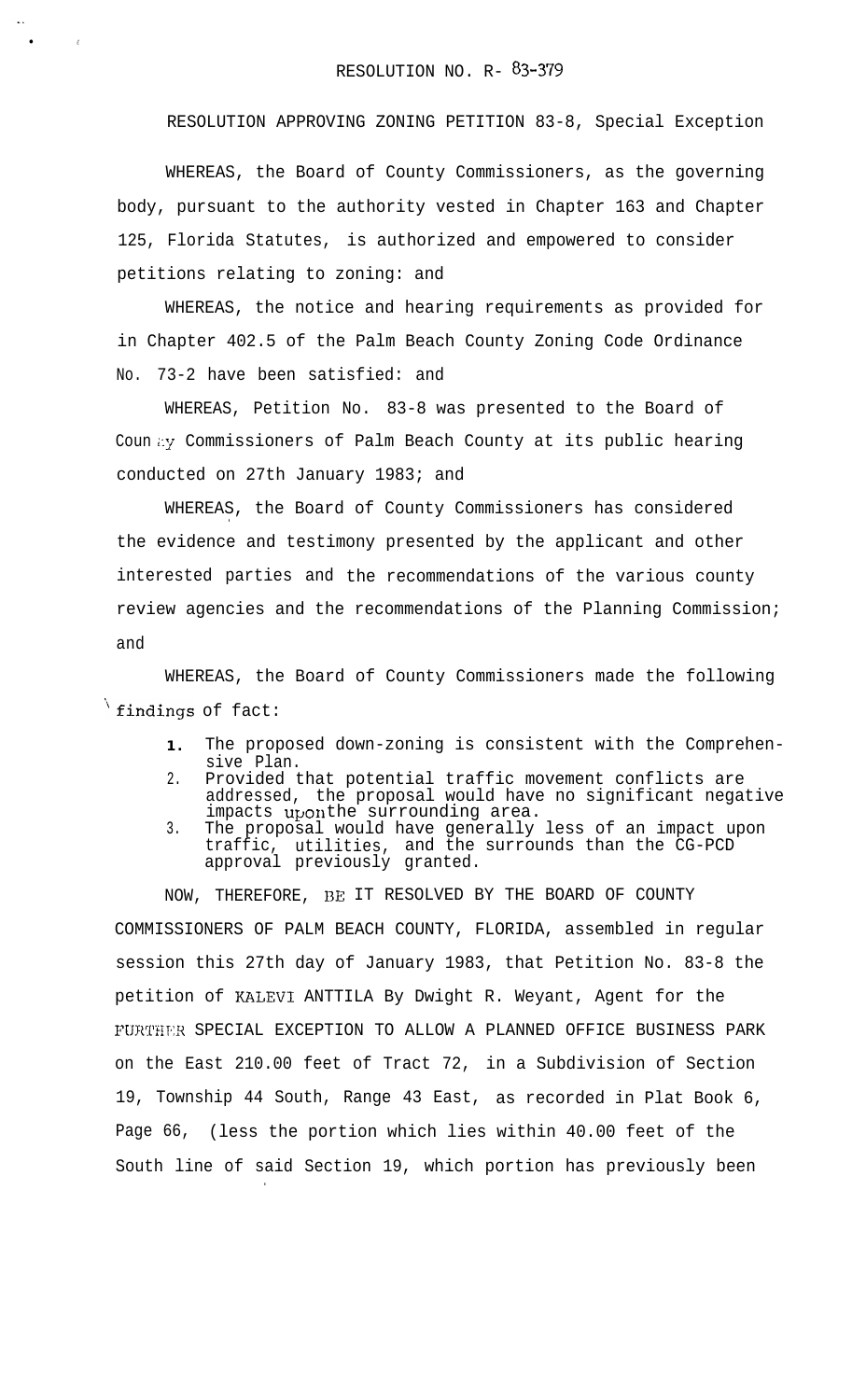RESOLUTION NO. R- 83-379

RESOLUTION APPROVING ZONING PETITION 83-8, Special Exception

WHEREAS, the Board of County Commissioners, as the governing body, pursuant to the authority vested in Chapter 163 and Chapter 125, Florida Statutes, is authorized and empowered to consider petitions relating to zoning: and

WHEREAS, the notice and hearing requirements as provided for in Chapter 402.5 of the Palm Beach County Zoning Code Ordinance No. 73-2 have been satisfied: and

WHEREAS, Petition No. 83-8 was presented to the Board of County Commissioners of Palm Beach County at its public hearing conducted on 27th January 1983; and

WHEREAS, the Board of County Commissioners has considered the evidence and testimony presented by the applicant and other interested parties and the recommendations of the various county review agencies and the recommendations of the Planning Commission; and

WHEREAS, the Board of County Commissioners made the following findings of fact:

1. The proposed down-zoning is consistent with the Comprehensive Plan.
2. Provided that potential traffic movement conflicts are addressed, the proposal would have no significant negative impacts upon the surrounding area.
3. The proposal would have generally less of an impact upon traffic, utilities, and the surrounds than the CG-PCD approval previously granted.

NOW, THEREFORE, BE IT RESOLVED BY THE BOARD OF COUNTY COMMISSIONERS OF PALM BEACH COUNTY, FLORIDA, assembled in regular session this 27th day of January 1983, that Petition No. 83-8 the petition of KALEVI ANTTILA By Dwight R. Weyant, Agent for the FURTHER SPECIAL EXCEPTION TO ALLOW A PLANNED OFFICE BUSINESS PARK on the East 210.00 feet of Tract 72, in a Subdivision of Section 19, Township 44 South, Range 43 East, as recorded in Plat Book 6, Page 66, (less the portion which lies within 40.00 feet of the South line of said Section 19, which portion has previously been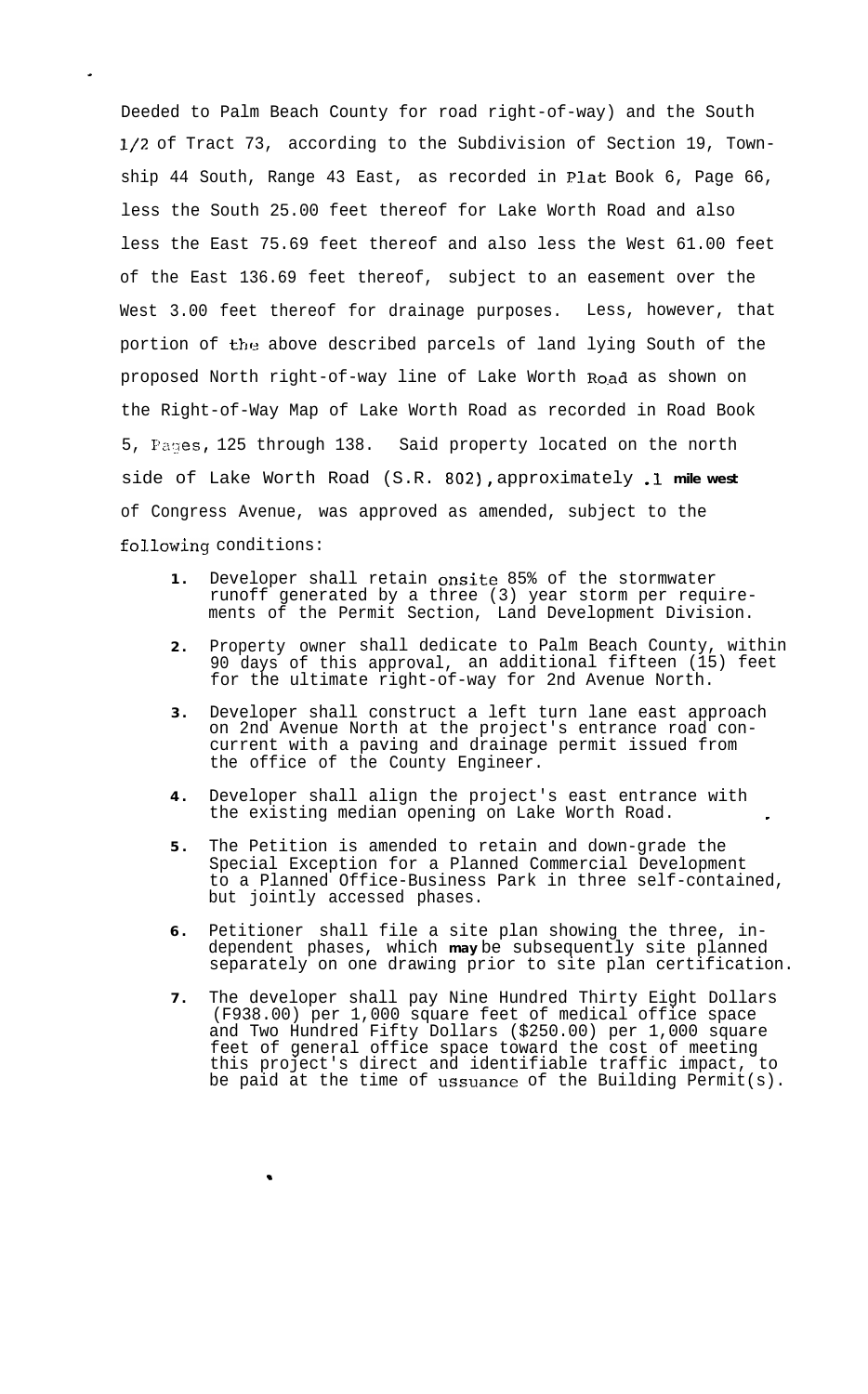Deeded to Palm Beach County for road right-of-way) and the South 1/2 of Tract 73, according to the Subdivision of Section 19, Township 44 South, Range 43 East, as recorded in Plat Book 6, Page 66, less the South 25.00 feet thereof for Lake Worth Road and also less the East 75.69 feet thereof and also less the West 61.00 feet of the East 136.69 feet thereof, subject to an easement over the West 3.00 feet thereof for drainage purposes. Less, however, that portion of the above described parcels of land lying South of the proposed North right-of-way line of Lake Worth Road as shown on the Right-of-Way Map of Lake Worth Road as recorded in Road Book 5, Pages, 125 through 138. Said property located on the north side of Lake Worth Road (S.R. 802), approximately .1 mile west of Congress Avenue, was approved as amended, subject to the following conditions:

1. Developer shall retain onsite 85% of the stormwater runoff generated by a three (3) year storm per requirements of the Permit Section, Land Development Division.

2. Property owner shall dedicate to Palm Beach County, within 90 days of this approval, an additional fifteen (15) feet for the ultimate right-of-way for 2nd Avenue North.

3. Developer shall construct a left turn lane east approach on 2nd Avenue North at the project's entrance road concurrent with a paving and drainage permit issued from the office of the County Engineer.

4. Developer shall align the project's east entrance with the existing median opening on Lake Worth Road.

5. The Petition is amended to retain and down-grade the Special Exception for a Planned Commercial Development to a Planned Office-Business Park in three self-contained, but jointly accessed phases.

6. Petitioner shall file a site plan showing the three, independent phases, which may be subsequently site planned separately on one drawing prior to site plan certification.

7. The developer shall pay Nine Hundred Thirty Eight Dollars (F938.00) per 1,000 square feet of medical office space and Two Hundred Fifty Dollars ($250.00) per 1,000 square feet of general office space toward the cost of meeting this project's direct and identifiable traffic impact, to be paid at the time of ussuance of the Building Permit(s).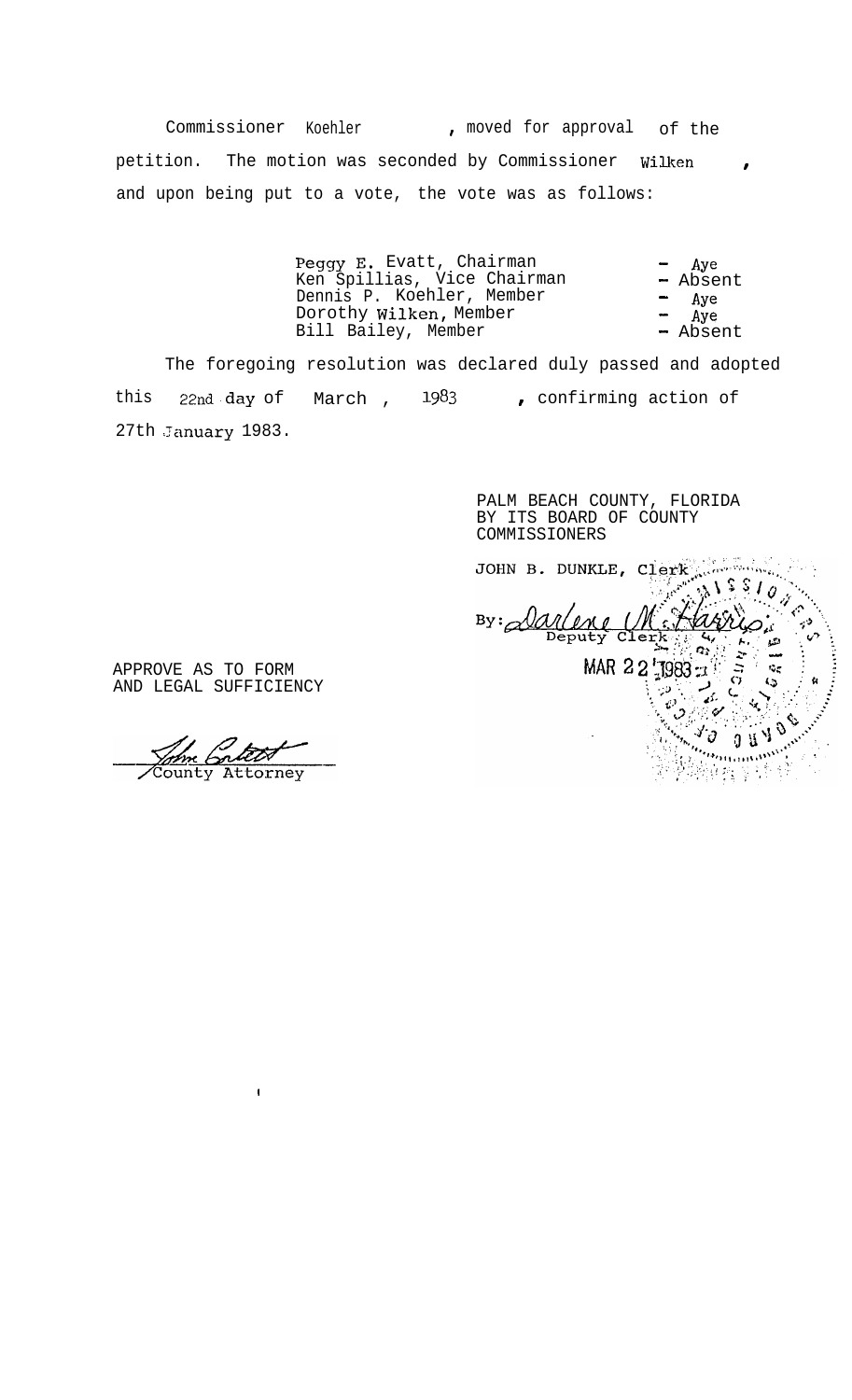Commissioner Koehler, moved for approval of the petition. The motion was seconded by Commissioner Wilken, and upon being put to a vote, the vote was as follows:

| | |
|---|---|
| Peggy E. Evatt, Chairman | - Aye |
| Ken Spillias, Vice Chairman | - Absent |
| Dennis P. Koehler, Member | - Aye |
| Dorothy Wilken, Member | - Aye |
| Bill Bailey, Member | - Absent |

The foregoing resolution was declared duly passed and adopted this 22nd day of March, 1983, confirming action of 27th January 1983.

PALM BEACH COUNTY, FLORIDA
BY ITS BOARD OF COUNTY
COMMISSIONERS

JOHN B. DUNKLE, Clerk

By: Darlene M. Harris
Deputy Clerk

MAR 22 1983

APPROVE AS TO FORM
AND LEGAL SUFFICIENCY

County Attorney